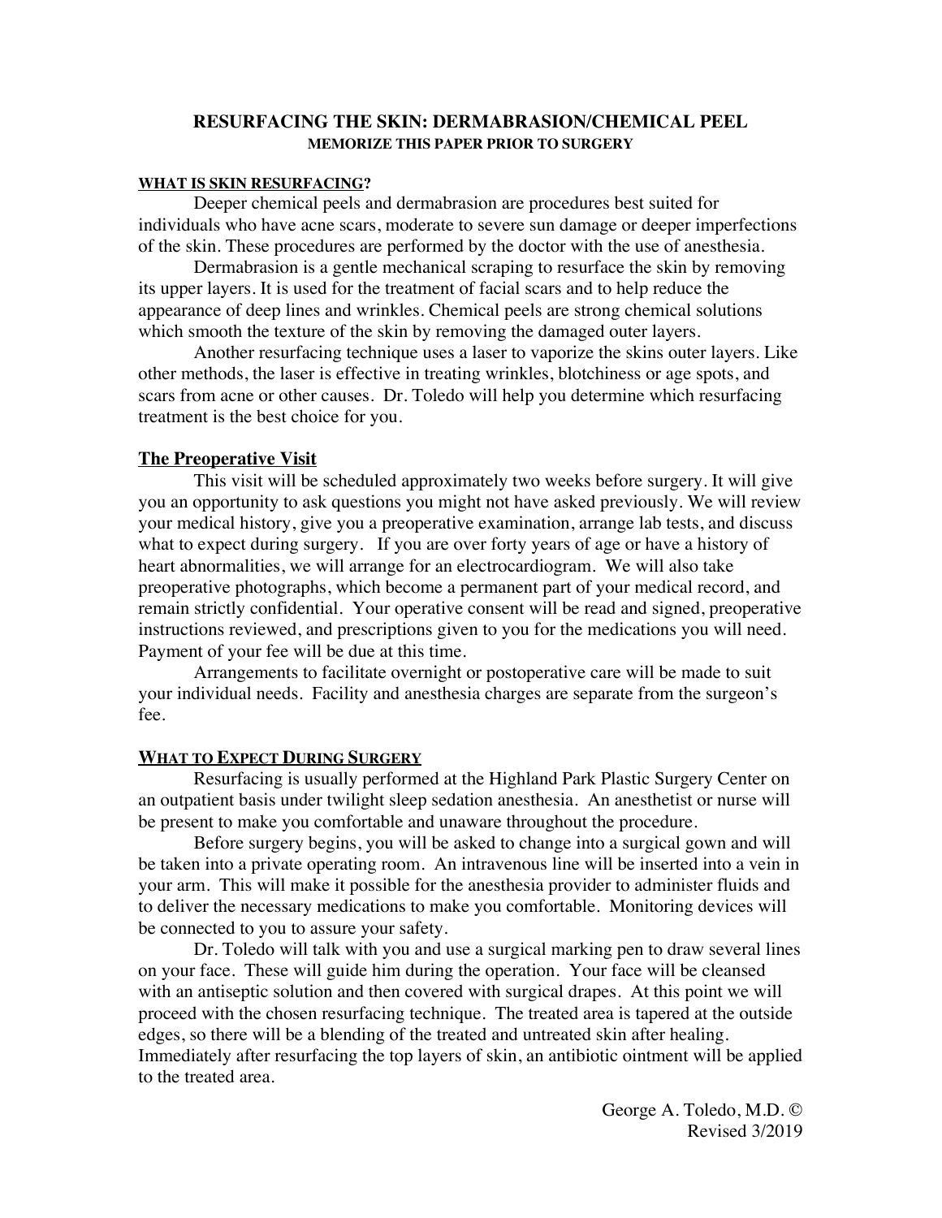# RESURFACING THE SKIN: DERMABRASION/CHEMICAL PEEL

**MEMORIZE THIS PAPER PRIOR TO SURGERY**

## WHAT IS SKIN RESURFACING?

Deeper chemical peels and dermabrasion are procedures best suited for individuals who have acne scars, moderate to severe sun damage or deeper imperfections of the skin. These procedures are performed by the doctor with the use of anesthesia.

Dermabrasion is a gentle mechanical scraping to resurface the skin by removing its upper layers. It is used for the treatment of facial scars and to help reduce the appearance of deep lines and wrinkles. Chemical peels are strong chemical solutions which smooth the texture of the skin by removing the damaged outer layers.

Another resurfacing technique uses a laser to vaporize the skins outer layers. Like other methods, the laser is effective in treating wrinkles, blotchiness or age spots, and scars from acne or other causes. Dr. Toledo will help you determine which resurfacing treatment is the best choice for you.

## The Preoperative Visit

This visit will be scheduled approximately two weeks before surgery. It will give you an opportunity to ask questions you might not have asked previously. We will review your medical history, give you a preoperative examination, arrange lab tests, and discuss what to expect during surgery. If you are over forty years of age or have a history of heart abnormalities, we will arrange for an electrocardiogram. We will also take preoperative photographs, which become a permanent part of your medical record, and remain strictly confidential. Your operative consent will be read and signed, preoperative instructions reviewed, and prescriptions given to you for the medications you will need. Payment of your fee will be due at this time.

Arrangements to facilitate overnight or postoperative care will be made to suit your individual needs. Facility and anesthesia charges are separate from the surgeon's fee.

## WHAT TO EXPECT DURING SURGERY

Resurfacing is usually performed at the Highland Park Plastic Surgery Center on an outpatient basis under twilight sleep sedation anesthesia. An anesthetist or nurse will be present to make you comfortable and unaware throughout the procedure.

Before surgery begins, you will be asked to change into a surgical gown and will be taken into a private operating room. An intravenous line will be inserted into a vein in your arm. This will make it possible for the anesthesia provider to administer fluids and to deliver the necessary medications to make you comfortable. Monitoring devices will be connected to you to assure your safety.

Dr. Toledo will talk with you and use a surgical marking pen to draw several lines on your face. These will guide him during the operation. Your face will be cleansed with an antiseptic solution and then covered with surgical drapes. At this point we will proceed with the chosen resurfacing technique. The treated area is tapered at the outside edges, so there will be a blending of the treated and untreated skin after healing. Immediately after resurfacing the top layers of skin, an antibiotic ointment will be applied to the treated area.

George A. Toledo, M.D. ©
Revised 3/2019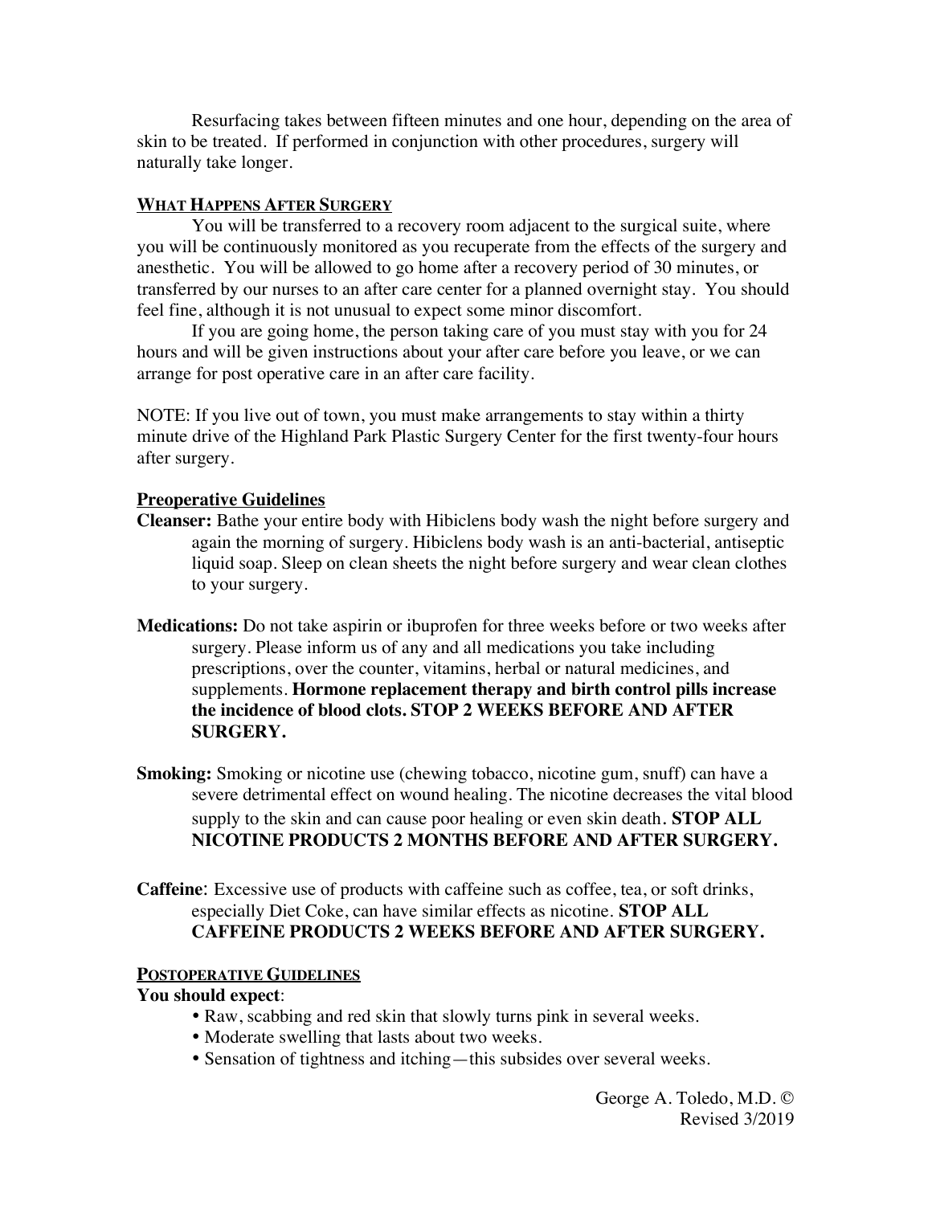Resurfacing takes between fifteen minutes and one hour, depending on the area of skin to be treated. If performed in conjunction with other procedures, surgery will naturally take longer.

## WHAT HAPPENS AFTER SURGERY

You will be transferred to a recovery room adjacent to the surgical suite, where you will be continuously monitored as you recuperate from the effects of the surgery and anesthetic. You will be allowed to go home after a recovery period of 30 minutes, or transferred by our nurses to an after care center for a planned overnight stay. You should feel fine, although it is not unusual to expect some minor discomfort.

If you are going home, the person taking care of you must stay with you for 24 hours and will be given instructions about your after care before you leave, or we can arrange for post operative care in an after care facility.

NOTE: If you live out of town, you must make arrangements to stay within a thirty minute drive of the Highland Park Plastic Surgery Center for the first twenty-four hours after surgery.

## Preoperative Guidelines

**Cleanser:** Bathe your entire body with Hibiclens body wash the night before surgery and again the morning of surgery. Hibiclens body wash is an anti-bacterial, antiseptic liquid soap. Sleep on clean sheets the night before surgery and wear clean clothes to your surgery.

**Medications:** Do not take aspirin or ibuprofen for three weeks before or two weeks after surgery. Please inform us of any and all medications you take including prescriptions, over the counter, vitamins, herbal or natural medicines, and supplements. **Hormone replacement therapy and birth control pills increase the incidence of blood clots. STOP 2 WEEKS BEFORE AND AFTER SURGERY.**

**Smoking:** Smoking or nicotine use (chewing tobacco, nicotine gum, snuff) can have a severe detrimental effect on wound healing. The nicotine decreases the vital blood supply to the skin and can cause poor healing or even skin death. **STOP ALL NICOTINE PRODUCTS 2 MONTHS BEFORE AND AFTER SURGERY.**

**Caffeine**: Excessive use of products with caffeine such as coffee, tea, or soft drinks, especially Diet Coke, can have similar effects as nicotine. **STOP ALL CAFFEINE PRODUCTS 2 WEEKS BEFORE AND AFTER SURGERY.**

## POSTOPERATIVE GUIDELINES

**You should expect**:

- Raw, scabbing and red skin that slowly turns pink in several weeks.
- Moderate swelling that lasts about two weeks.
- Sensation of tightness and itching—this subsides over several weeks.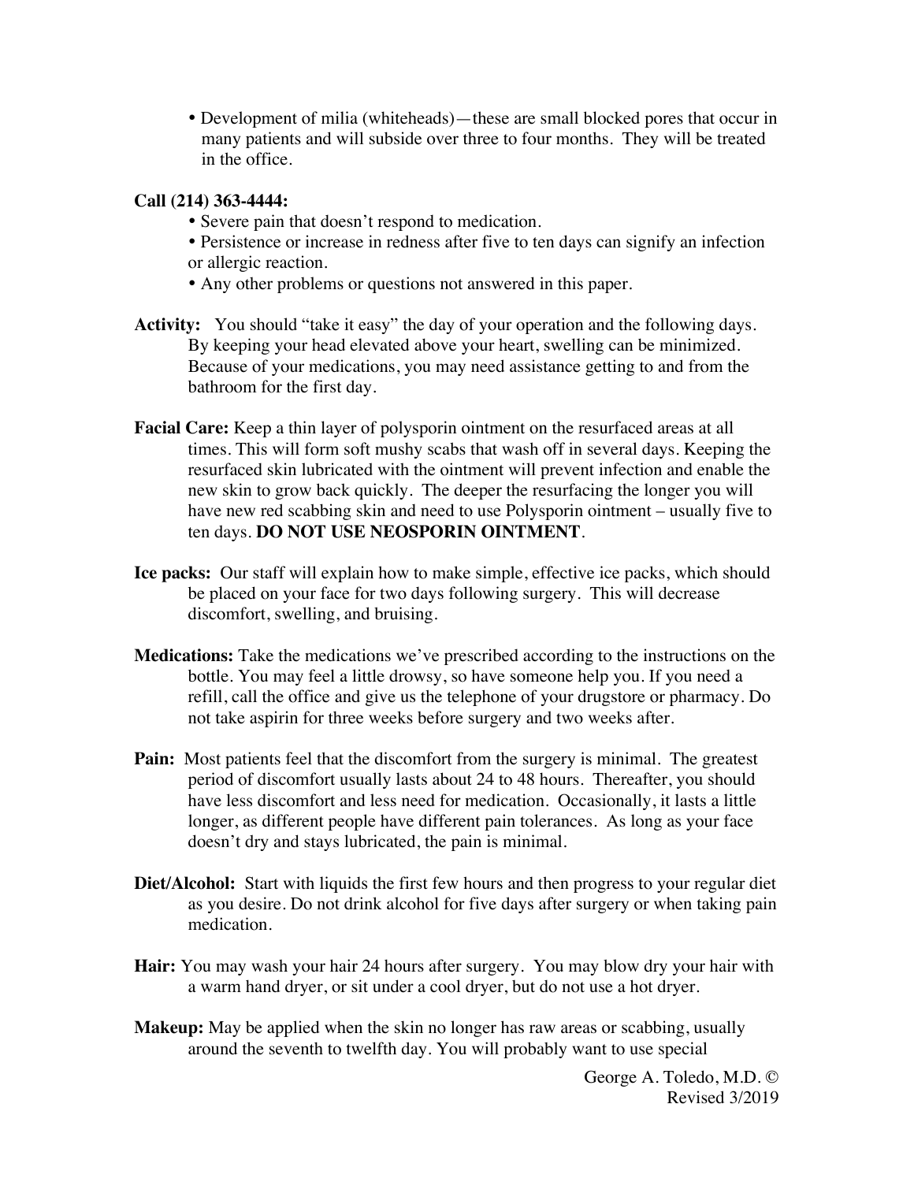- Development of milia (whiteheads)—these are small blocked pores that occur in many patients and will subside over three to four months. They will be treated in the office.

**Call (214) 363-4444:**

- Severe pain that doesn't respond to medication.
- Persistence or increase in redness after five to ten days can signify an infection or allergic reaction.
- Any other problems or questions not answered in this paper.

**Activity:** You should "take it easy" the day of your operation and the following days. By keeping your head elevated above your heart, swelling can be minimized. Because of your medications, you may need assistance getting to and from the bathroom for the first day.

**Facial Care:** Keep a thin layer of polysporin ointment on the resurfaced areas at all times. This will form soft mushy scabs that wash off in several days. Keeping the resurfaced skin lubricated with the ointment will prevent infection and enable the new skin to grow back quickly. The deeper the resurfacing the longer you will have new red scabbing skin and need to use Polysporin ointment – usually five to ten days. **DO NOT USE NEOSPORIN OINTMENT**.

**Ice packs:** Our staff will explain how to make simple, effective ice packs, which should be placed on your face for two days following surgery. This will decrease discomfort, swelling, and bruising.

**Medications:** Take the medications we've prescribed according to the instructions on the bottle. You may feel a little drowsy, so have someone help you. If you need a refill, call the office and give us the telephone of your drugstore or pharmacy. Do not take aspirin for three weeks before surgery and two weeks after.

**Pain:** Most patients feel that the discomfort from the surgery is minimal. The greatest period of discomfort usually lasts about 24 to 48 hours. Thereafter, you should have less discomfort and less need for medication. Occasionally, it lasts a little longer, as different people have different pain tolerances. As long as your face doesn't dry and stays lubricated, the pain is minimal.

**Diet/Alcohol:** Start with liquids the first few hours and then progress to your regular diet as you desire. Do not drink alcohol for five days after surgery or when taking pain medication.

**Hair:** You may wash your hair 24 hours after surgery. You may blow dry your hair with a warm hand dryer, or sit under a cool dryer, but do not use a hot dryer.

**Makeup:** May be applied when the skin no longer has raw areas or scabbing, usually around the seventh to twelfth day. You will probably want to use special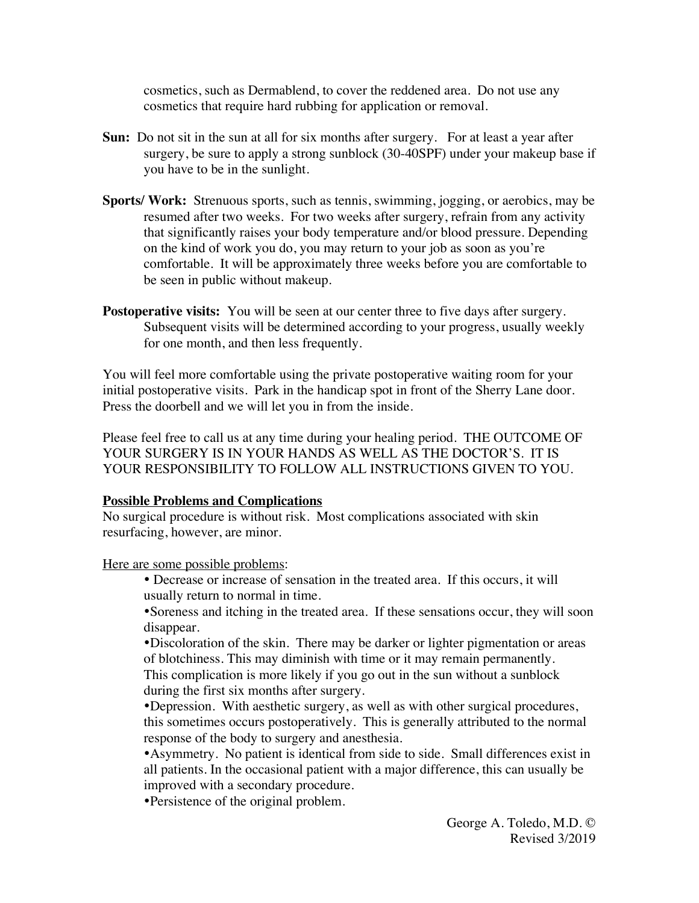cosmetics, such as Dermablend, to cover the reddened area. Do not use any cosmetics that require hard rubbing for application or removal.

**Sun:** Do not sit in the sun at all for six months after surgery. For at least a year after surgery, be sure to apply a strong sunblock (30-40SPF) under your makeup base if you have to be in the sunlight.

**Sports/ Work:** Strenuous sports, such as tennis, swimming, jogging, or aerobics, may be resumed after two weeks. For two weeks after surgery, refrain from any activity that significantly raises your body temperature and/or blood pressure. Depending on the kind of work you do, you may return to your job as soon as you're comfortable. It will be approximately three weeks before you are comfortable to be seen in public without makeup.

**Postoperative visits:** You will be seen at our center three to five days after surgery. Subsequent visits will be determined according to your progress, usually weekly for one month, and then less frequently.

You will feel more comfortable using the private postoperative waiting room for your initial postoperative visits. Park in the handicap spot in front of the Sherry Lane door. Press the doorbell and we will let you in from the inside.

Please feel free to call us at any time during your healing period. THE OUTCOME OF YOUR SURGERY IS IN YOUR HANDS AS WELL AS THE DOCTOR'S. IT IS YOUR RESPONSIBILITY TO FOLLOW ALL INSTRUCTIONS GIVEN TO YOU.

**Possible Problems and Complications**

No surgical procedure is without risk. Most complications associated with skin resurfacing, however, are minor.

Here are some possible problems:

- Decrease or increase of sensation in the treated area. If this occurs, it will usually return to normal in time.
- Soreness and itching in the treated area. If these sensations occur, they will soon disappear.
- Discoloration of the skin. There may be darker or lighter pigmentation or areas of blotchiness. This may diminish with time or it may remain permanently. This complication is more likely if you go out in the sun without a sunblock during the first six months after surgery.
- Depression. With aesthetic surgery, as well as with other surgical procedures, this sometimes occurs postoperatively. This is generally attributed to the normal response of the body to surgery and anesthesia.
- Asymmetry. No patient is identical from side to side. Small differences exist in all patients. In the occasional patient with a major difference, this can usually be improved with a secondary procedure.
- Persistence of the original problem.

George A. Toledo, M.D. ©
Revised 3/2019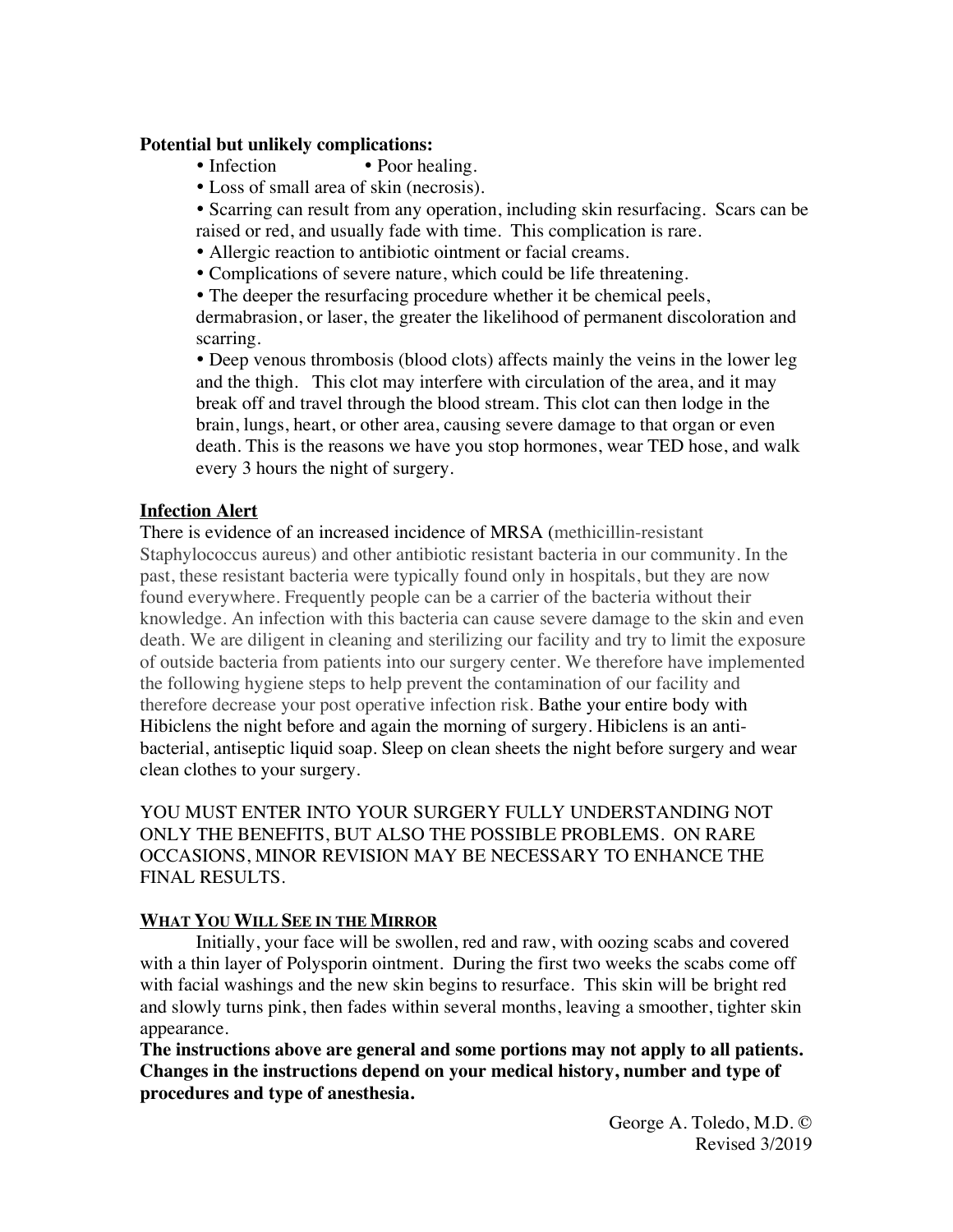**Potential but unlikely complications:**

- Infection
- Poor healing.
- Loss of small area of skin (necrosis).
- Scarring can result from any operation, including skin resurfacing. Scars can be raised or red, and usually fade with time. This complication is rare.
- Allergic reaction to antibiotic ointment or facial creams.
- Complications of severe nature, which could be life threatening.
- The deeper the resurfacing procedure whether it be chemical peels, dermabrasion, or laser, the greater the likelihood of permanent discoloration and scarring.
- Deep venous thrombosis (blood clots) affects mainly the veins in the lower leg and the thigh. This clot may interfere with circulation of the area, and it may break off and travel through the blood stream. This clot can then lodge in the brain, lungs, heart, or other area, causing severe damage to that organ or even death. This is the reasons we have you stop hormones, wear TED hose, and walk every 3 hours the night of surgery.

**Infection Alert**

There is evidence of an increased incidence of MRSA (methicillin-resistant Staphylococcus aureus) and other antibiotic resistant bacteria in our community. In the past, these resistant bacteria were typically found only in hospitals, but they are now found everywhere. Frequently people can be a carrier of the bacteria without their knowledge. An infection with this bacteria can cause severe damage to the skin and even death. We are diligent in cleaning and sterilizing our facility and try to limit the exposure of outside bacteria from patients into our surgery center. We therefore have implemented the following hygiene steps to help prevent the contamination of our facility and therefore decrease your post operative infection risk. Bathe your entire body with Hibiclens the night before and again the morning of surgery. Hibiclens is an anti-bacterial, antiseptic liquid soap. Sleep on clean sheets the night before surgery and wear clean clothes to your surgery.

YOU MUST ENTER INTO YOUR SURGERY FULLY UNDERSTANDING NOT ONLY THE BENEFITS, BUT ALSO THE POSSIBLE PROBLEMS. ON RARE OCCASIONS, MINOR REVISION MAY BE NECESSARY TO ENHANCE THE FINAL RESULTS.

**WHAT YOU WILL SEE IN THE MIRROR**

Initially, your face will be swollen, red and raw, with oozing scabs and covered with a thin layer of Polysporin ointment. During the first two weeks the scabs come off with facial washings and the new skin begins to resurface. This skin will be bright red and slowly turns pink, then fades within several months, leaving a smoother, tighter skin appearance.

**The instructions above are general and some portions may not apply to all patients. Changes in the instructions depend on your medical history, number and type of procedures and type of anesthesia.**

George A. Toledo, M.D. ©
Revised 3/2019